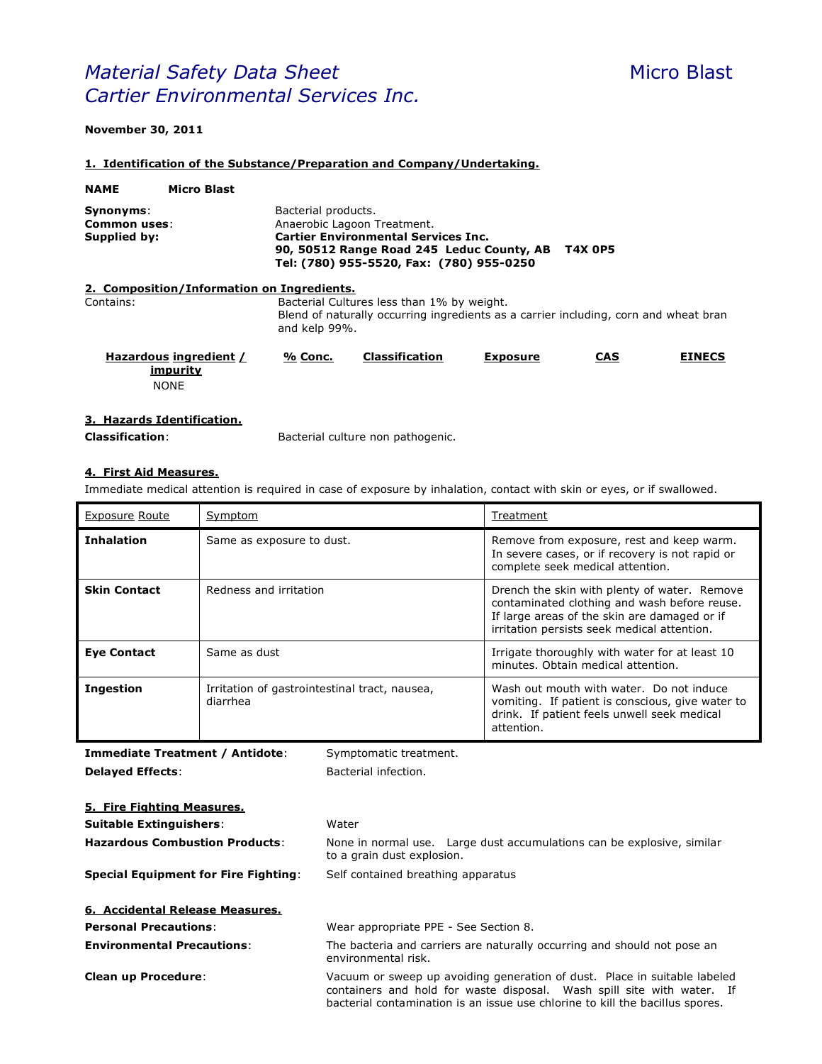# *Material Safety Data Sheet* Micro Blast
## *Cartier Environmental Services Inc.*

**November 30, 2011**

### 1. Identification of the Substance/Preparation and Company/Undertaking.

**NAME** **Micro Blast**

**Synonyms**: Bacterial products.
**Common uses**: Anaerobic Lagoon Treatment.
**Supplied by**: **Cartier Environmental Services Inc.**
**90, 50512 Range Road 245 Leduc County, AB T4X 0P5**
**Tel: (780) 955-5520, Fax: (780) 955-0250**

### 2. Composition/Information on Ingredients.

Contains: Bacterial Cultures less than 1% by weight.
Blend of naturally occurring ingredients as a carrier including, corn and wheat bran and kelp 99%.

| Hazardous ingredient / impurity | % Conc. | Classification | Exposure | CAS | EINECS |
|---|---|---|---|---|---|
| NONE | | | | | |

### 3. Hazards Identification.

**Classification**: Bacterial culture non pathogenic.

### 4. First Aid Measures.

Immediate medical attention is required in case of exposure by inhalation, contact with skin or eyes, or if swallowed.

| Exposure Route | Symptom | Treatment |
|---|---|---|
| **Inhalation** | Same as exposure to dust. | Remove from exposure, rest and keep warm. In severe cases, or if recovery is not rapid or complete seek medical attention. |
| **Skin Contact** | Redness and irritation | Drench the skin with plenty of water. Remove contaminated clothing and wash before reuse. If large areas of the skin are damaged or if irritation persists seek medical attention. |
| **Eye Contact** | Same as dust | Irrigate thoroughly with water for at least 10 minutes. Obtain medical attention. |
| **Ingestion** | Irritation of gastrointestinal tract, nausea, diarrhea | Wash out mouth with water. Do not induce vomiting. If patient is conscious, give water to drink. If patient feels unwell seek medical attention. |

**Immediate Treatment / Antidote**: Symptomatic treatment.
**Delayed Effects**: Bacterial infection.

### 5. Fire Fighting Measures.

**Suitable Extinguishers**: Water
**Hazardous Combustion Products**: None in normal use. Large dust accumulations can be explosive, similar to a grain dust explosion.
**Special Equipment for Fire Fighting**: Self contained breathing apparatus

### 6. Accidental Release Measures.

**Personal Precautions**: Wear appropriate PPE - See Section 8.
**Environmental Precautions**: The bacteria and carriers are naturally occurring and should not pose an environmental risk.
**Clean up Procedure**: Vacuum or sweep up avoiding generation of dust. Place in suitable labeled containers and hold for waste disposal. Wash spill site with water. If bacterial contamination is an issue use chlorine to kill the bacillus spores.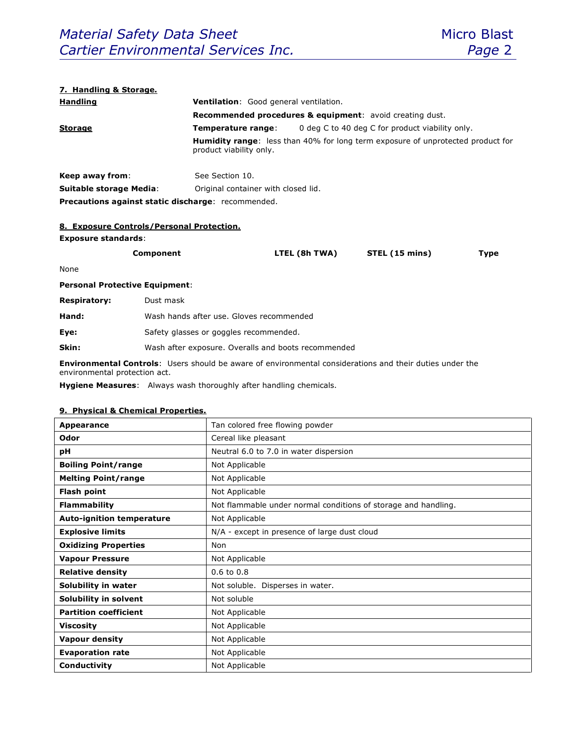## 7. Handling & Storage.

**Handling**

**Ventilation**: Good general ventilation.

**Recommended procedures & equipment**: avoid creating dust.

**Storage**

**Temperature range**: 0 deg C to 40 deg C for product viability only.

**Humidity range**: less than 40% for long term exposure of unprotected product for product viability only.

**Keep away from**: See Section 10.

**Suitable storage Media**: Original container with closed lid.

**Precautions against static discharge**: recommended.

## 8. Exposure Controls/Personal Protection.

**Exposure standards**:

| Component | LTEL (8h TWA) | STEL (15 mins) | Type |
|---|---|---|---|
| None | | | |

**Personal Protective Equipment**:

**Respiratory:** Dust mask

**Hand:** Wash hands after use. Gloves recommended

**Eye:** Safety glasses or goggles recommended.

**Skin:** Wash after exposure. Overalls and boots recommended

**Environmental Controls**: Users should be aware of environmental considerations and their duties under the environmental protection act.

**Hygiene Measures**: Always wash thoroughly after handling chemicals.

## 9. Physical & Chemical Properties.

| | |
|---|---|
| **Appearance** | Tan colored free flowing powder |
| **Odor** | Cereal like pleasant |
| **pH** | Neutral 6.0 to 7.0 in water dispersion |
| **Boiling Point/range** | Not Applicable |
| **Melting Point/range** | Not Applicable |
| **Flash point** | Not Applicable |
| **Flammability** | Not flammable under normal conditions of storage and handling. |
| **Auto-ignition temperature** | Not Applicable |
| **Explosive limits** | N/A - except in presence of large dust cloud |
| **Oxidizing Properties** | Non |
| **Vapour Pressure** | Not Applicable |
| **Relative density** | 0.6 to 0.8 |
| **Solubility in water** | Not soluble. Disperses in water. |
| **Solubility in solvent** | Not soluble |
| **Partition coefficient** | Not Applicable |
| **Viscosity** | Not Applicable |
| **Vapour density** | Not Applicable |
| **Evaporation rate** | Not Applicable |
| **Conductivity** | Not Applicable |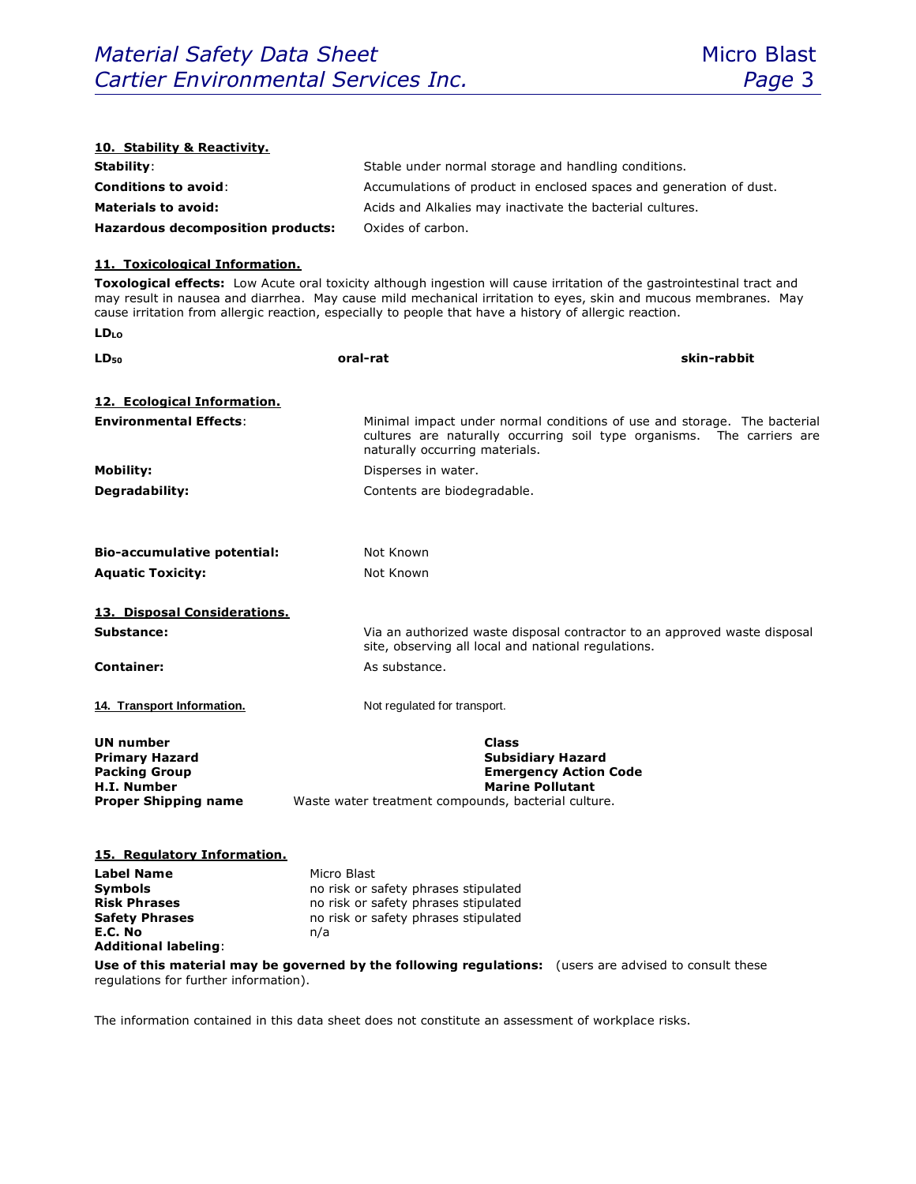### 10. Stability & Reactivity.

| | |
|---|---|
| **Stability**: | Stable under normal storage and handling conditions. |
| **Conditions to avoid**: | Accumulations of product in enclosed spaces and generation of dust. |
| **Materials to avoid:** | Acids and Alkalies may inactivate the bacterial cultures. |
| **Hazardous decomposition products:** | Oxides of carbon. |

### 11. Toxicological Information.

**Toxological effects:** Low Acute oral toxicity although ingestion will cause irritation of the gastrointestinal tract and may result in nausea and diarrhea. May cause mild mechanical irritation to eyes, skin and mucous membranes. May cause irritation from allergic reaction, especially to people that have a history of allergic reaction.

**$LD_{LO}$**

| | | |
|---|---|---|
| **$LD_{50}$** | **oral-rat** | **skin-rabbit** |

### 12. Ecological Information.

| | |
|---|---|
| **Environmental Effects**: | Minimal impact under normal conditions of use and storage. The bacterial cultures are naturally occurring soil type organisms. The carriers are naturally occurring materials. |
| **Mobility:** | Disperses in water. |
| **Degradability:** | Contents are biodegradable. |
| **Bio-accumulative potential:** | Not Known |
| **Aquatic Toxicity:** | Not Known |

### 13. Disposal Considerations.

| | |
|---|---|
| **Substance:** | Via an authorized waste disposal contractor to an approved waste disposal site, observing all local and national regulations. |
| **Container:** | As substance. |

### 14. Transport Information.

Not regulated for transport.

| | |
|---|---|
| **UN number** | **Class** |
| **Primary Hazard** | **Subsidiary Hazard** |
| **Packing Group** | **Emergency Action Code** |
| **H.I. Number** | **Marine Pollutant** |

**Proper Shipping name** Waste water treatment compounds, bacterial culture.

### 15. Regulatory Information.

| | |
|---|---|
| **Label Name** | Micro Blast |
| **Symbols** | no risk or safety phrases stipulated |
| **Risk Phrases** | no risk or safety phrases stipulated |
| **Safety Phrases** | no risk or safety phrases stipulated |
| **E.C. No** | n/a |
| **Additional labeling**: | |

**Use of this material may be governed by the following regulations:** (users are advised to consult these regulations for further information).

The information contained in this data sheet does not constitute an assessment of workplace risks.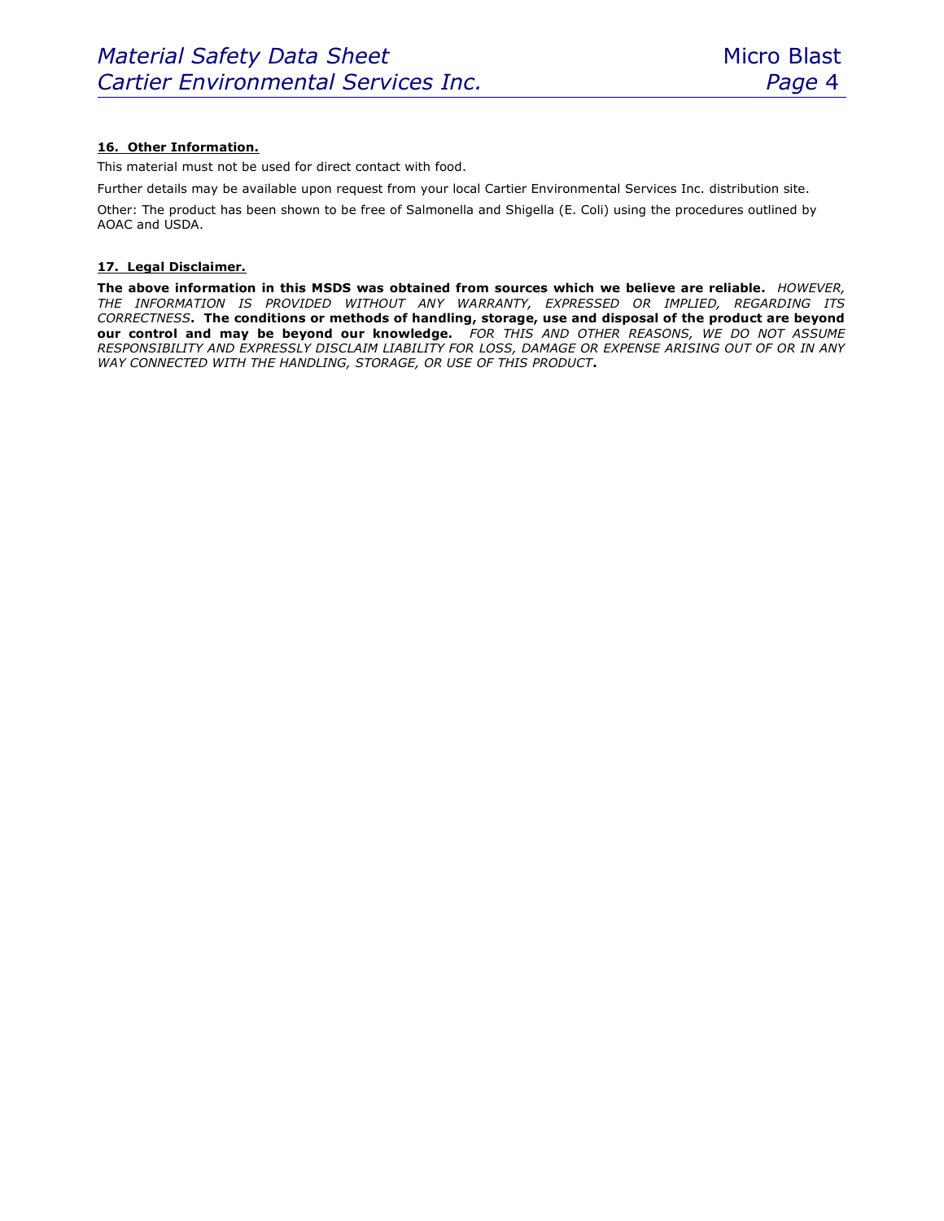**16. Other Information.**

This material must not be used for direct contact with food.

Further details may be available upon request from your local Cartier Environmental Services Inc. distribution site.

Other: The product has been shown to be free of Salmonella and Shigella (E. Coli) using the procedures outlined by AOAC and USDA.

**17. Legal Disclaimer.**

**The above information in this MSDS was obtained from sources which we believe are reliable.** *HOWEVER, THE INFORMATION IS PROVIDED WITHOUT ANY WARRANTY, EXPRESSED OR IMPLIED, REGARDING ITS CORRECTNESS*. **The conditions or methods of handling, storage, use and disposal of the product are beyond our control and may be beyond our knowledge.** *FOR THIS AND OTHER REASONS, WE DO NOT ASSUME RESPONSIBILITY AND EXPRESSLY DISCLAIM LIABILITY FOR LOSS, DAMAGE OR EXPENSE ARISING OUT OF OR IN ANY WAY CONNECTED WITH THE HANDLING, STORAGE, OR USE OF THIS PRODUCT*.